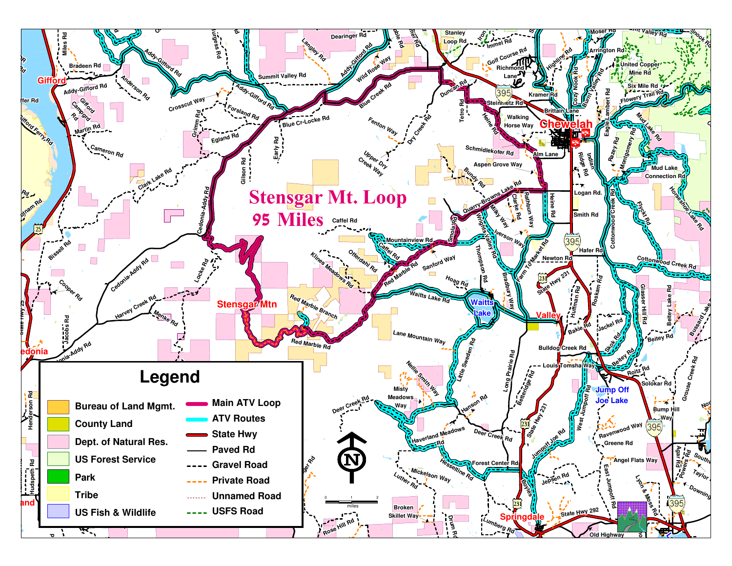# Stensgar Mt. Loop

## 95 Miles

## Legend

| Land Ownership | Road Types |
| --- | --- |
| Bureau of Land Mgmt. | Main ATV Loop |
| County Land | ATV Routes |
| Dept. of Natural Res. | State Hwy |
| US Forest Service | Paved Rd |
| Park | Gravel Road |
| Tribe | Private Road |
| US Fish & Wildlife | Unnamed Road |
| | USFS Road |

0 1 2 miles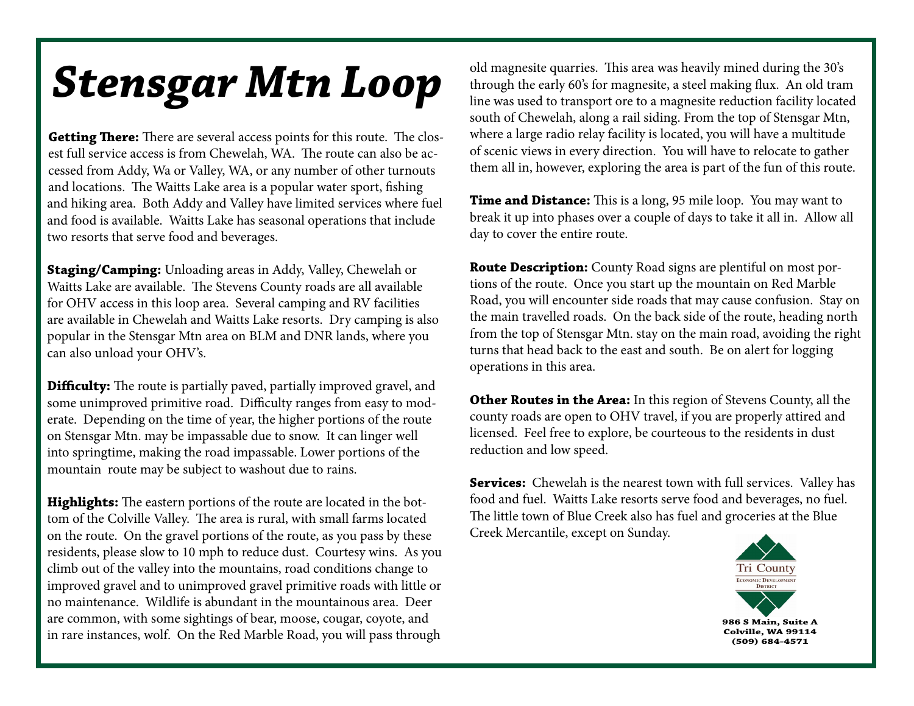# Stensgar Mtn Loop

**Getting There:** There are several access points for this route. The closest full service access is from Chewelah, WA. The route can also be accessed from Addy, Wa or Valley, WA, or any number of other turnouts and locations. The Waitts Lake area is a popular water sport, fishing and hiking area. Both Addy and Valley have limited services where fuel and food is available. Waitts Lake has seasonal operations that include two resorts that serve food and beverages.

**Staging/Camping:** Unloading areas in Addy, Valley, Chewelah or Waitts Lake are available. The Stevens County roads are all available for OHV access in this loop area. Several camping and RV facilities are available in Chewelah and Waitts Lake resorts. Dry camping is also popular in the Stensgar Mtn area on BLM and DNR lands, where you can also unload your OHV's.

**Difficulty:** The route is partially paved, partially improved gravel, and some unimproved primitive road. Difficulty ranges from easy to moderate. Depending on the time of year, the higher portions of the route on Stensgar Mtn. may be impassable due to snow. It can linger well into springtime, making the road impassable. Lower portions of the mountain route may be subject to washout due to rains.

**Highlights:** The eastern portions of the route are located in the bottom of the Colville Valley. The area is rural, with small farms located on the route. On the gravel portions of the route, as you pass by these residents, please slow to 10 mph to reduce dust. Courtesy wins. As you climb out of the valley into the mountains, road conditions change to improved gravel and to unimproved gravel primitive roads with little or no maintenance. Wildlife is abundant in the mountainous area. Deer are common, with some sightings of bear, moose, cougar, coyote, and in rare instances, wolf. On the Red Marble Road, you will pass through old magnesite quarries. This area was heavily mined during the 30's through the early 60's for magnesite, a steel making flux. An old tram line was used to transport ore to a magnesite reduction facility located south of Chewelah, along a rail siding. From the top of Stensgar Mtn, where a large radio relay facility is located, you will have a multitude of scenic views in every direction. You will have to relocate to gather them all in, however, exploring the area is part of the fun of this route.

**Time and Distance:** This is a long, 95 mile loop. You may want to break it up into phases over a couple of days to take it all in. Allow all day to cover the entire route.

**Route Description:** County Road signs are plentiful on most portions of the route. Once you start up the mountain on Red Marble Road, you will encounter side roads that may cause confusion. Stay on the main travelled roads. On the back side of the route, heading north from the top of Stensgar Mtn. stay on the main road, avoiding the right turns that head back to the east and south. Be on alert for logging operations in this area.

**Other Routes in the Area:** In this region of Stevens County, all the county roads are open to OHV travel, if you are properly attired and licensed. Feel free to explore, be courteous to the residents in dust reduction and low speed.

**Services:** Chewelah is the nearest town with full services. Valley has food and fuel. Waitts Lake resorts serve food and beverages, no fuel. The little town of Blue Creek also has fuel and groceries at the Blue Creek Mercantile, except on Sunday.

Tri County
Economic Development District

**986 S Main, Suite A**
**Colville, WA 99114**
**(509) 684-4571**